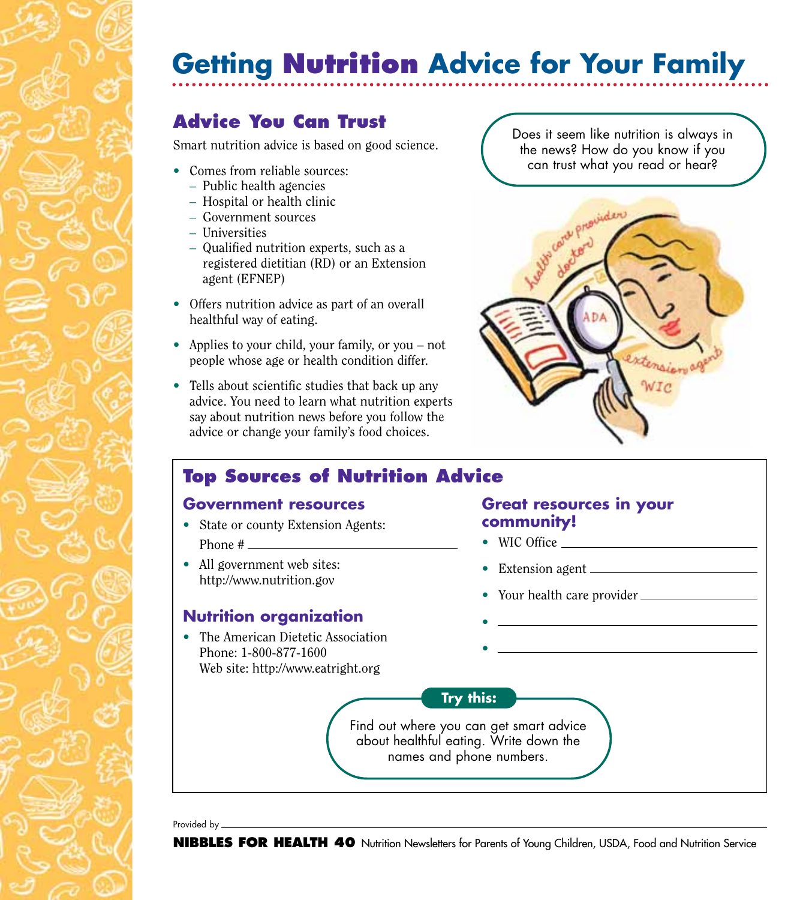# Getting Nutrition Advice for Your Family

## Advice You Can Trust

Smart nutrition advice is based on good science.

- Comes from reliable sources:
  - Public health agencies
  - Hospital or health clinic
  - Government sources
  - Universities
  - Qualified nutrition experts, such as a registered dietitian (RD) or an Extension agent (EFNEP)
- Offers nutrition advice as part of an overall healthful way of eating.
- Applies to your child, your family, or you – not people whose age or health condition differ.
- Tells about scientific studies that back up any advice. You need to learn what nutrition experts say about nutrition news before you follow the advice or change your family's food choices.

Does it seem like nutrition is always in the news? How do you know if you can trust what you read or hear?

## Top Sources of Nutrition Advice

### Government resources

- State or county Extension Agents:
  Phone # ______________________
- All government web sites:
  http://www.nutrition.gov

### Nutrition organization

- The American Dietetic Association
  Phone: 1-800-877-1600
  Web site: http://www.eatright.org

### Great resources in your community!

- WIC Office ______________________
- Extension agent ______________________
- Your health care provider ______________________
- ______________________
- ______________________

**Try this:**

Find out where you can get smart advice about healthful eating. Write down the names and phone numbers.

Provided by ______________________

**NIBBLES FOR HEALTH 40** Nutrition Newsletters for Parents of Young Children, USDA, Food and Nutrition Service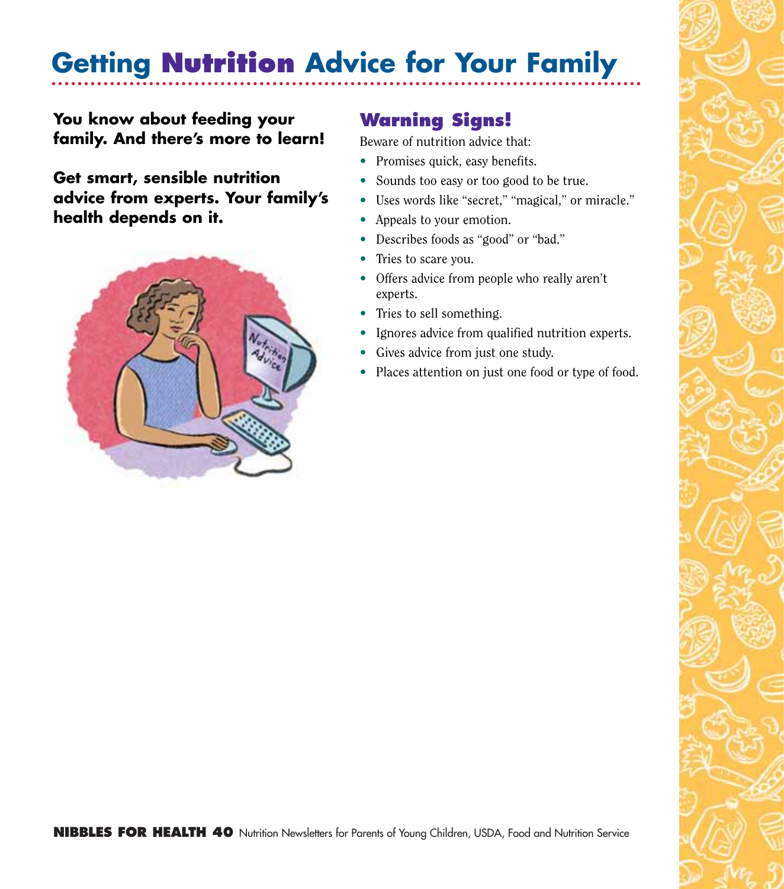# Getting Nutrition Advice for Your Family

**You know about feeding your family. And there's more to learn!**

**Get smart, sensible nutrition advice from experts. Your family's health depends on it.**

## Warning Signs!

Beware of nutrition advice that:

- Promises quick, easy benefits.
- Sounds too easy or too good to be true.
- Uses words like "secret," "magical," or miracle."
- Appeals to your emotion.
- Describes foods as "good" or "bad."
- Tries to scare you.
- Offers advice from people who really aren't experts.
- Tries to sell something.
- Ignores advice from qualified nutrition experts.
- Gives advice from just one study.
- Places attention on just one food or type of food.

**NIBBLES FOR HEALTH 40** Nutrition Newsletters for Parents of Young Children, USDA, Food and Nutrition Service